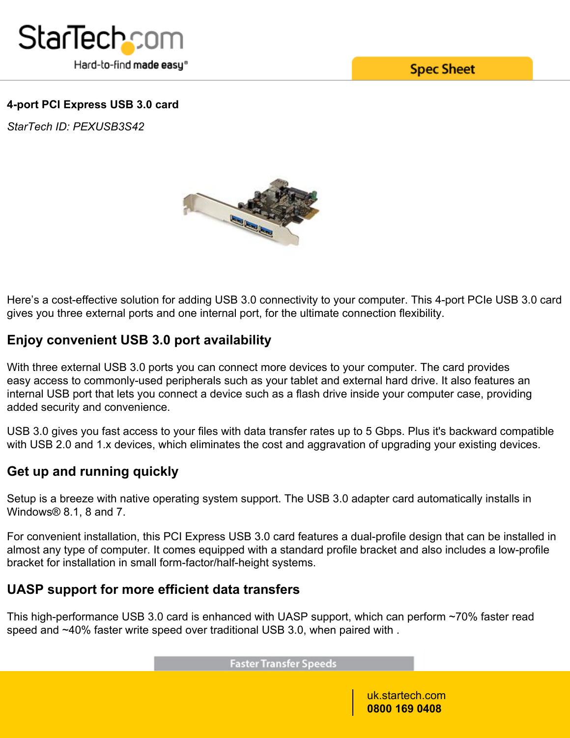**4-port PCI Express USB 3.0 card**

*StarTech ID: PEXUSB3S42*

Here's a cost-effective solution for adding USB 3.0 connectivity to your computer. This 4-port PCIe USB 3.0 card gives you three external ports and one internal port, for the ultimate connection flexibility.

## Enjoy convenient USB 3.0 port availability

With three external USB 3.0 ports you can connect more devices to your computer. The card provides easy access to commonly-used peripherals such as your tablet and external hard drive. It also features an internal USB port that lets you connect a device such as a flash drive inside your computer case, providing added security and convenience.

USB 3.0 gives you fast access to your files with data transfer rates up to 5 Gbps. Plus it's backward compatible with USB 2.0 and 1.x devices, which eliminates the cost and aggravation of upgrading your existing devices.

## Get up and running quickly

Setup is a breeze with native operating system support. The USB 3.0 adapter card automatically installs in Windows® 8.1, 8 and 7.

For convenient installation, this PCI Express USB 3.0 card features a dual-profile design that can be installed in almost any type of computer. It comes equipped with a standard profile bracket and also includes a low-profile bracket for installation in small form-factor/half-height systems.

## UASP support for more efficient data transfers

This high-performance USB 3.0 card is enhanced with UASP support, which can perform ~70% faster read speed and ~40% faster write speed over traditional USB 3.0, when paired with .

Faster Transfer Speeds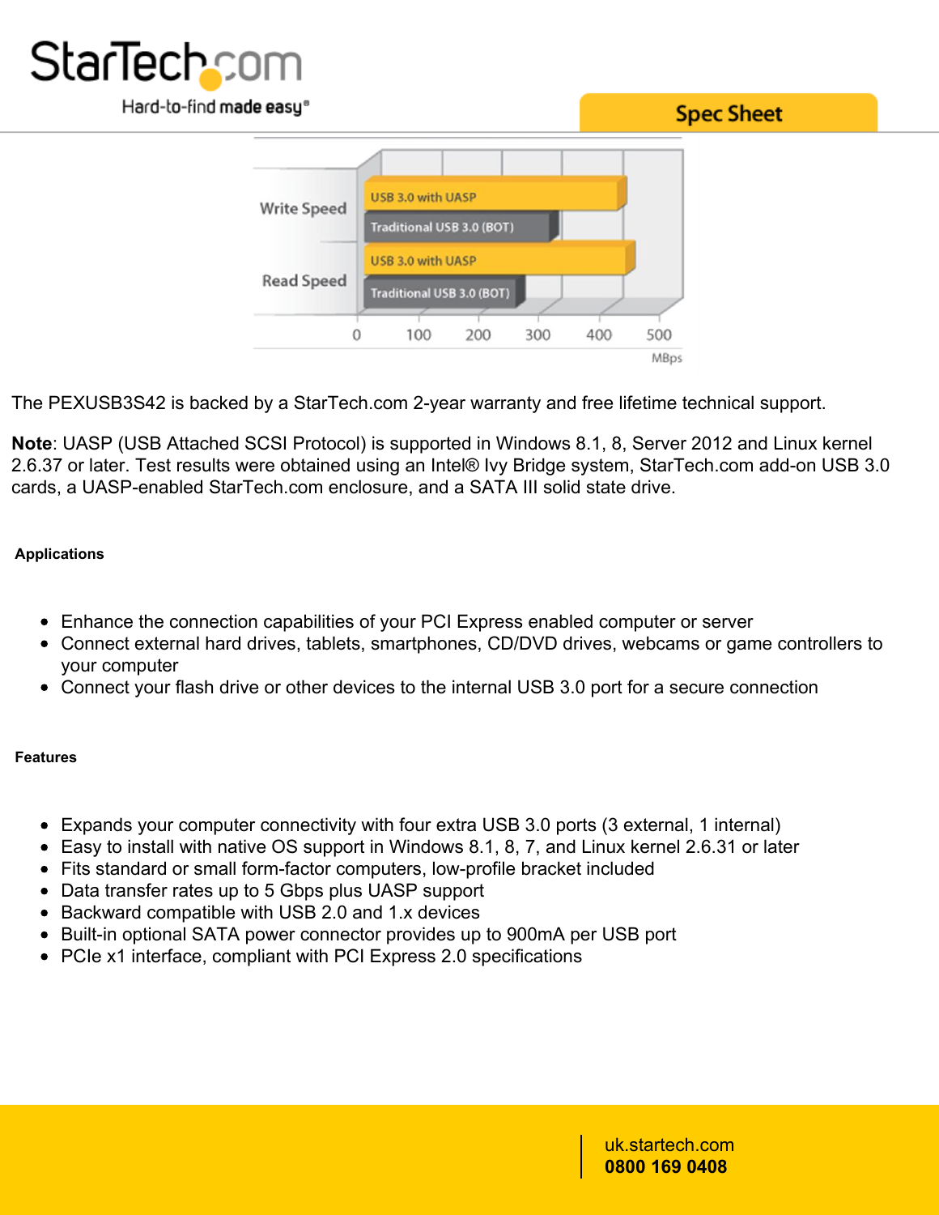Write Speed

USB 3.0 with UASP

Traditional USB 3.0 (BOT)

Read Speed

USB 3.0 with UASP

Traditional USB 3.0 (BOT)

0 100 200 300 400 500

MBps

The PEXUSB3S42 is backed by a StarTech.com 2-year warranty and free lifetime technical support.

**Note**: UASP (USB Attached SCSI Protocol) is supported in Windows 8.1, 8, Server 2012 and Linux kernel 2.6.37 or later. Test results were obtained using an Intel® Ivy Bridge system, StarTech.com add-on USB 3.0 cards, a UASP-enabled StarTech.com enclosure, and a SATA III solid state drive.

## Applications

- Enhance the connection capabilities of your PCI Express enabled computer or server
- Connect external hard drives, tablets, smartphones, CD/DVD drives, webcams or game controllers to your computer
- Connect your flash drive or other devices to the internal USB 3.0 port for a secure connection

## Features

- Expands your computer connectivity with four extra USB 3.0 ports (3 external, 1 internal)
- Easy to install with native OS support in Windows 8.1, 8, 7, and Linux kernel 2.6.31 or later
- Fits standard or small form-factor computers, low-profile bracket included
- Data transfer rates up to 5 Gbps plus UASP support
- Backward compatible with USB 2.0 and 1.x devices
- Built-in optional SATA power connector provides up to 900mA per USB port
- PCIe x1 interface, compliant with PCI Express 2.0 specifications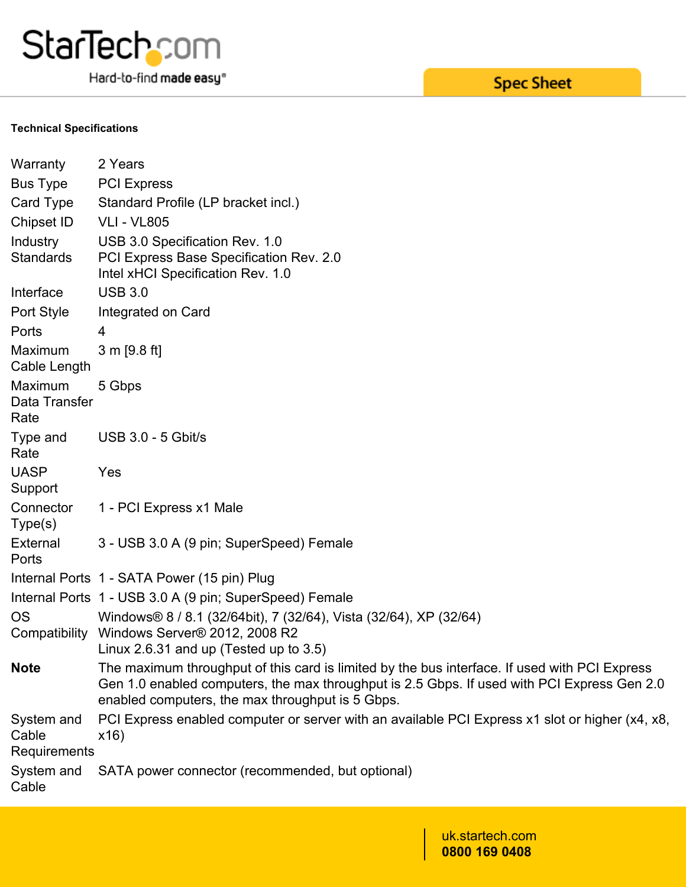**Technical Specifications**

| | |
|---|---|
| Warranty | 2 Years |
| Bus Type | PCI Express |
| Card Type | Standard Profile (LP bracket incl.) |
| Chipset ID | VLI - VL805 |
| Industry Standards | USB 3.0 Specification Rev. 1.0<br>PCI Express Base Specification Rev. 2.0<br>Intel xHCI Specification Rev. 1.0 |
| Interface | USB 3.0 |
| Port Style | Integrated on Card |
| Ports | 4 |
| Maximum Cable Length | 3 m [9.8 ft] |
| Maximum Data Transfer Rate | 5 Gbps |
| Type and Rate | USB 3.0 - 5 Gbit/s |
| UASP Support | Yes |
| Connector Type(s) | 1 - PCI Express x1 Male |
| External Ports | 3 - USB 3.0 A (9 pin; SuperSpeed) Female |
| Internal Ports | 1 - SATA Power (15 pin) Plug |
| Internal Ports | 1 - USB 3.0 A (9 pin; SuperSpeed) Female |
| OS Compatibility | Windows® 8 / 8.1 (32/64bit), 7 (32/64), Vista (32/64), XP (32/64)<br>Windows Server® 2012, 2008 R2<br>Linux 2.6.31 and up (Tested up to 3.5) |
| **Note** | The maximum throughput of this card is limited by the bus interface. If used with PCI Express Gen 1.0 enabled computers, the max throughput is 2.5 Gbps. If used with PCI Express Gen 2.0 enabled computers, the max throughput is 5 Gbps. |
| System and Cable Requirements | PCI Express enabled computer or server with an available PCI Express x1 slot or higher (x4, x8, x16) |
| System and Cable | SATA power connector (recommended, but optional) |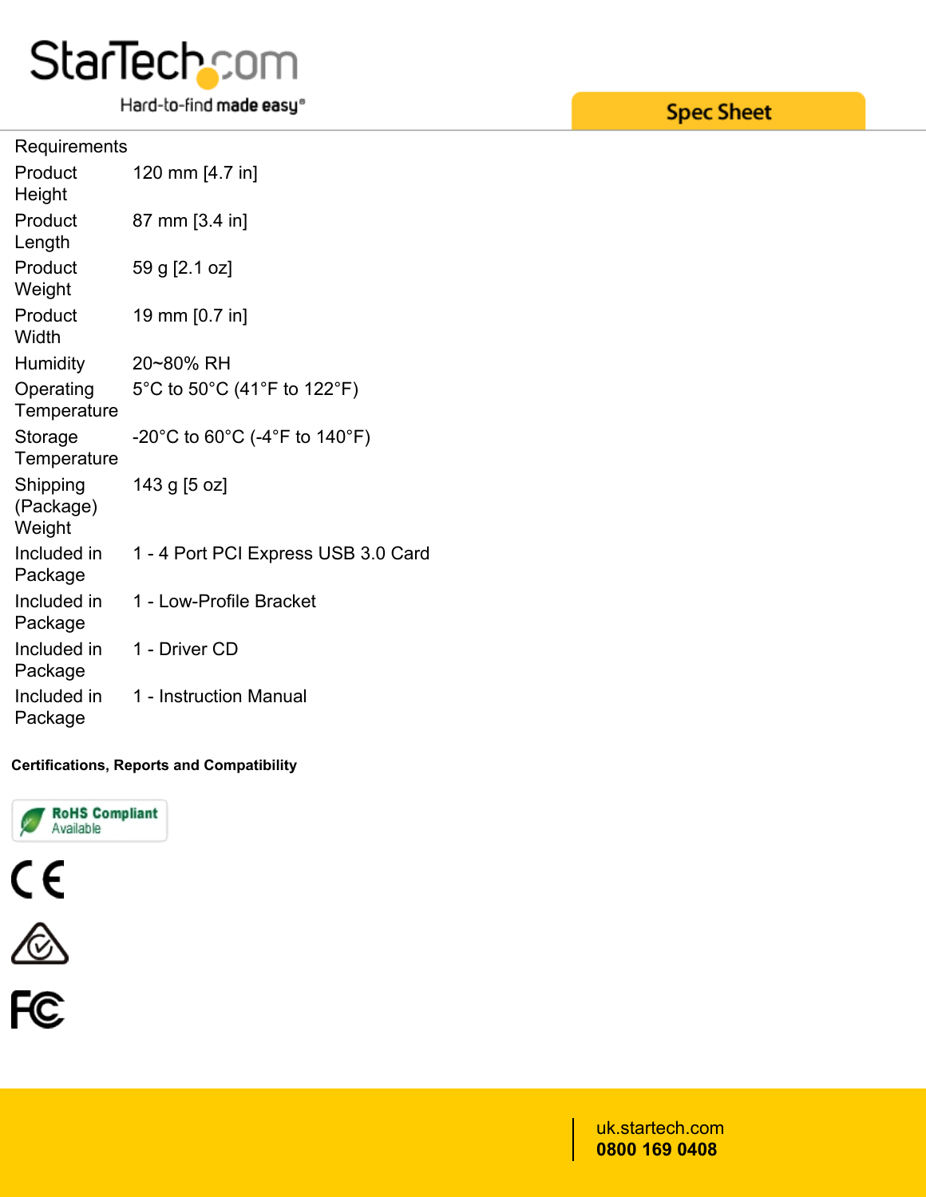| | |
|---|---|
| Requirements | |
| Product Height | 120 mm [4.7 in] |
| Product Length | 87 mm [3.4 in] |
| Product Weight | 59 g [2.1 oz] |
| Product Width | 19 mm [0.7 in] |
| Humidity | 20~80% RH |
| Operating Temperature | 5°C to 50°C (41°F to 122°F) |
| Storage Temperature | -20°C to 60°C (-4°F to 140°F) |
| Shipping (Package) Weight | 143 g [5 oz] |
| Included in Package | 1 - 4 Port PCI Express USB 3.0 Card |
| Included in Package | 1 - Low-Profile Bracket |
| Included in Package | 1 - Driver CD |
| Included in Package | 1 - Instruction Manual |

**Certifications, Reports and Compatibility**

RoHS Compliant Available

CE

FC

uk.startech.com
**0800 169 0408**